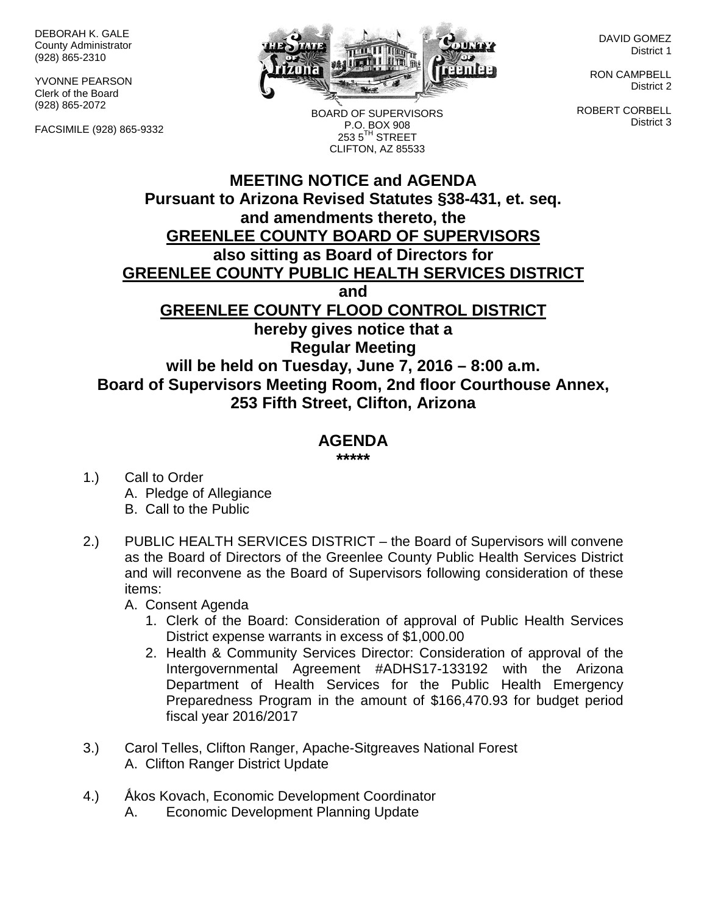DEBORAH K. GALE
County Administrator
(928) 865-2310

YVONNE PEARSON
Clerk of the Board
(928) 865-2072

FACSIMILE (928) 865-9332

BOARD OF SUPERVISORS
P.O. BOX 908
253 5TH STREET
CLIFTON, AZ 85533

DAVID GOMEZ
District 1

RON CAMPBELL
District 2

ROBERT CORBELL
District 3

**MEETING NOTICE and AGENDA**
**Pursuant to Arizona Revised Statutes §38-431, et. seq.**
**and amendments thereto, the**
**GREENLEE COUNTY BOARD OF SUPERVISORS**
**also sitting as Board of Directors for**
**GREENLEE COUNTY PUBLIC HEALTH SERVICES DISTRICT**
**and**
**GREENLEE COUNTY FLOOD CONTROL DISTRICT**
**hereby gives notice that a**
**Regular Meeting**
**will be held on Tuesday, June 7, 2016 – 8:00 a.m.**
**Board of Supervisors Meeting Room, 2nd floor Courthouse Annex,**
**253 Fifth Street, Clifton, Arizona**

## AGENDA

*****

1.) Call to Order
   A. Pledge of Allegiance
   B. Call to the Public

2.) PUBLIC HEALTH SERVICES DISTRICT – the Board of Supervisors will convene as the Board of Directors of the Greenlee County Public Health Services District and will reconvene as the Board of Supervisors following consideration of these items:
   A. Consent Agenda
      1. Clerk of the Board: Consideration of approval of Public Health Services District expense warrants in excess of $1,000.00
      2. Health & Community Services Director: Consideration of approval of the Intergovernmental Agreement #ADHS17-133192 with the Arizona Department of Health Services for the Public Health Emergency Preparedness Program in the amount of $166,470.93 for budget period fiscal year 2016/2017

3.) Carol Telles, Clifton Ranger, Apache-Sitgreaves National Forest
   A. Clifton Ranger District Update

4.) Ǻkos Kovach, Economic Development Coordinator
   A. Economic Development Planning Update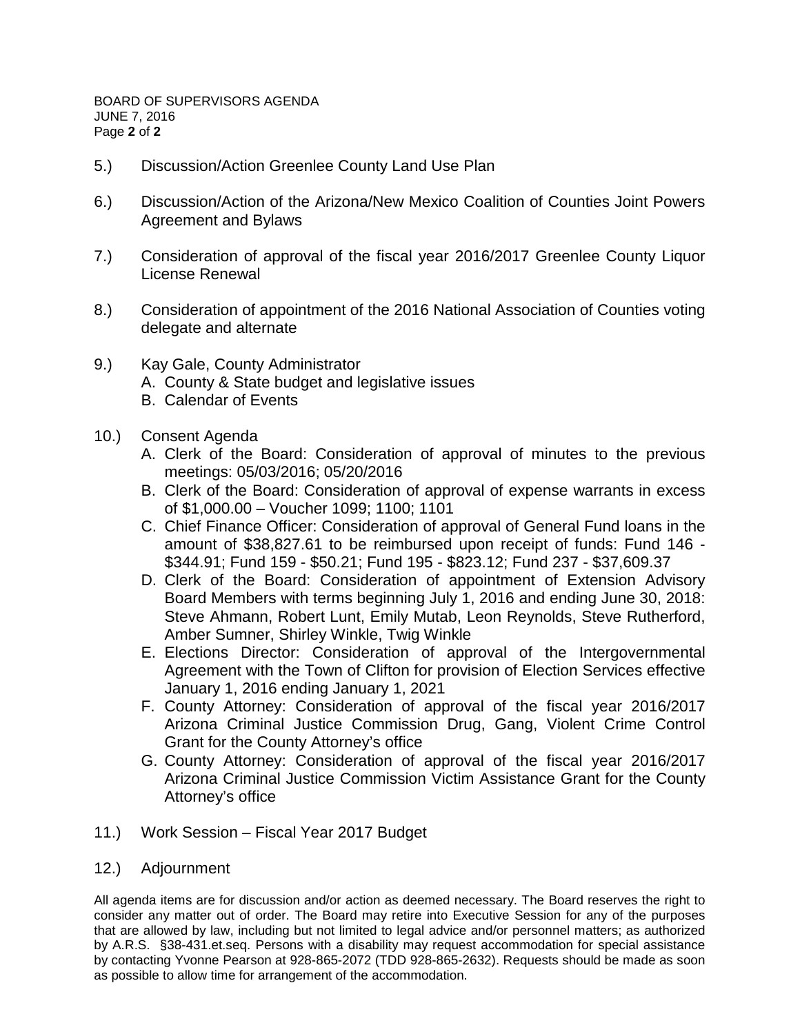5.) Discussion/Action Greenlee County Land Use Plan

6.) Discussion/Action of the Arizona/New Mexico Coalition of Counties Joint Powers Agreement and Bylaws

7.) Consideration of approval of the fiscal year 2016/2017 Greenlee County Liquor License Renewal

8.) Consideration of appointment of the 2016 National Association of Counties voting delegate and alternate

9.) Kay Gale, County Administrator
   A. County & State budget and legislative issues
   B. Calendar of Events

10.) Consent Agenda
   A. Clerk of the Board: Consideration of approval of minutes to the previous meetings: 05/03/2016; 05/20/2016
   B. Clerk of the Board: Consideration of approval of expense warrants in excess of $1,000.00 – Voucher 1099; 1100; 1101
   C. Chief Finance Officer: Consideration of approval of General Fund loans in the amount of $38,827.61 to be reimbursed upon receipt of funds: Fund 146 - $344.91; Fund 159 - $50.21; Fund 195 - $823.12; Fund 237 - $37,609.37
   D. Clerk of the Board: Consideration of appointment of Extension Advisory Board Members with terms beginning July 1, 2016 and ending June 30, 2018: Steve Ahmann, Robert Lunt, Emily Mutab, Leon Reynolds, Steve Rutherford, Amber Sumner, Shirley Winkle, Twig Winkle
   E. Elections Director: Consideration of approval of the Intergovernmental Agreement with the Town of Clifton for provision of Election Services effective January 1, 2016 ending January 1, 2021
   F. County Attorney: Consideration of approval of the fiscal year 2016/2017 Arizona Criminal Justice Commission Drug, Gang, Violent Crime Control Grant for the County Attorney's office
   G. County Attorney: Consideration of approval of the fiscal year 2016/2017 Arizona Criminal Justice Commission Victim Assistance Grant for the County Attorney's office

11.) Work Session – Fiscal Year 2017 Budget

12.) Adjournment

All agenda items are for discussion and/or action as deemed necessary. The Board reserves the right to consider any matter out of order. The Board may retire into Executive Session for any of the purposes that are allowed by law, including but not limited to legal advice and/or personnel matters; as authorized by A.R.S. §38-431.et.seq. Persons with a disability may request accommodation for special assistance by contacting Yvonne Pearson at 928-865-2072 (TDD 928-865-2632). Requests should be made as soon as possible to allow time for arrangement of the accommodation.